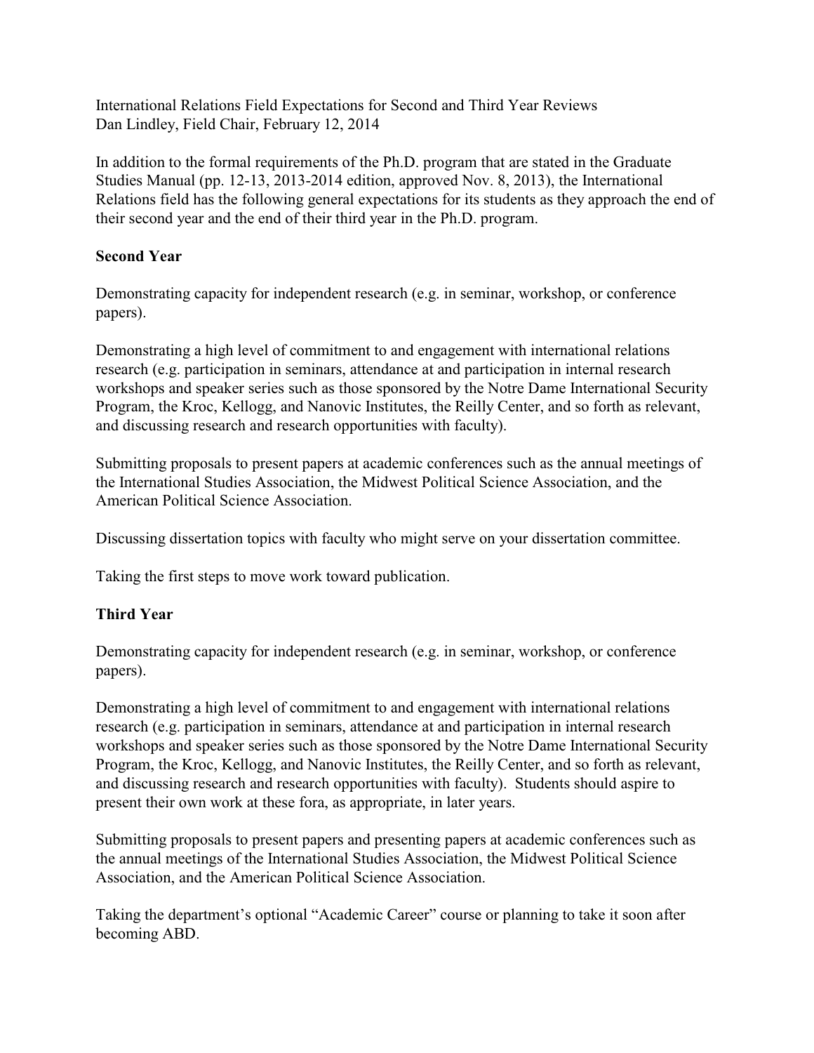International Relations Field Expectations for Second and Third Year Reviews
Dan Lindley, Field Chair, February 12, 2014

In addition to the formal requirements of the Ph.D. program that are stated in the Graduate Studies Manual (pp. 12-13, 2013-2014 edition, approved Nov. 8, 2013), the International Relations field has the following general expectations for its students as they approach the end of their second year and the end of their third year in the Ph.D. program.

## Second Year

Demonstrating capacity for independent research (e.g. in seminar, workshop, or conference papers).

Demonstrating a high level of commitment to and engagement with international relations research (e.g. participation in seminars, attendance at and participation in internal research workshops and speaker series such as those sponsored by the Notre Dame International Security Program, the Kroc, Kellogg, and Nanovic Institutes, the Reilly Center, and so forth as relevant, and discussing research and research opportunities with faculty).

Submitting proposals to present papers at academic conferences such as the annual meetings of the International Studies Association, the Midwest Political Science Association, and the American Political Science Association.

Discussing dissertation topics with faculty who might serve on your dissertation committee.

Taking the first steps to move work toward publication.

## Third Year

Demonstrating capacity for independent research (e.g. in seminar, workshop, or conference papers).

Demonstrating a high level of commitment to and engagement with international relations research (e.g. participation in seminars, attendance at and participation in internal research workshops and speaker series such as those sponsored by the Notre Dame International Security Program, the Kroc, Kellogg, and Nanovic Institutes, the Reilly Center, and so forth as relevant, and discussing research and research opportunities with faculty). Students should aspire to present their own work at these fora, as appropriate, in later years.

Submitting proposals to present papers and presenting papers at academic conferences such as the annual meetings of the International Studies Association, the Midwest Political Science Association, and the American Political Science Association.

Taking the department's optional "Academic Career" course or planning to take it soon after becoming ABD.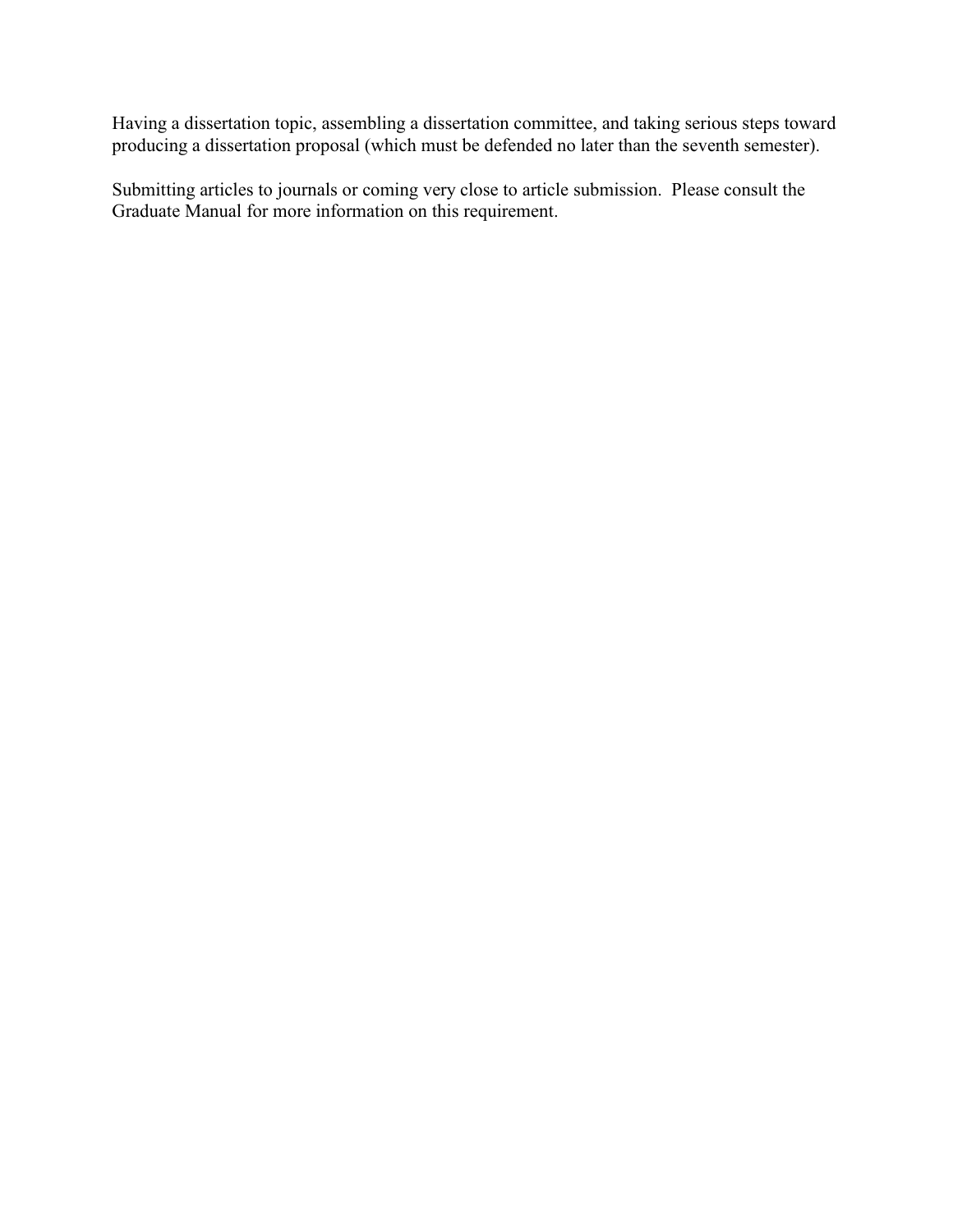Having a dissertation topic, assembling a dissertation committee, and taking serious steps toward producing a dissertation proposal (which must be defended no later than the seventh semester).

Submitting articles to journals or coming very close to article submission. Please consult the Graduate Manual for more information on this requirement.